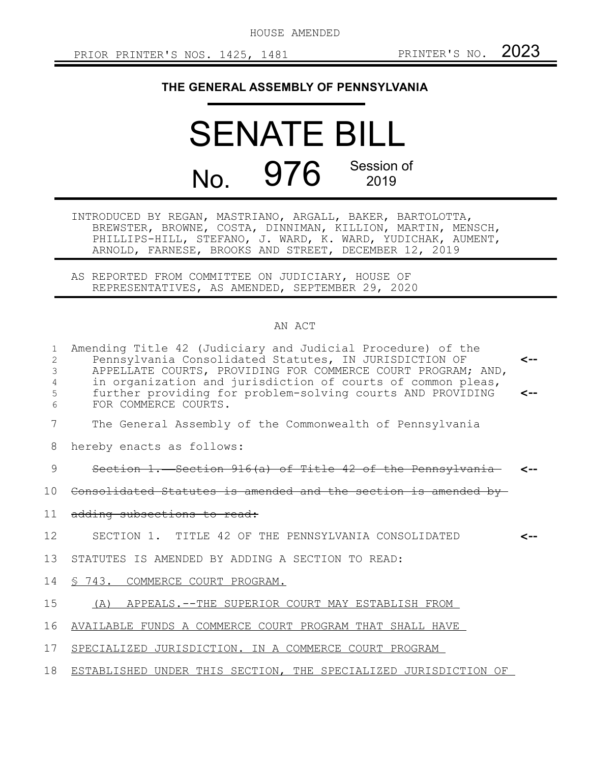HOUSE AMENDED

PRIOR PRINTER'S NOS. 1425, 1481 PRINTER'S NO. 2023

**THE GENERAL ASSEMBLY OF PENNSYLVANIA**

# SENATE BILL

# No. 976 Session of 2019

INTRODUCED BY REGAN, MASTRIANO, ARGALL, BAKER, BARTOLOTTA, BREWSTER, BROWNE, COSTA, DINNIMAN, KILLION, MARTIN, MENSCH, PHILLIPS-HILL, STEFANO, J. WARD, K. WARD, YUDICHAK, AUMENT, ARNOLD, FARNESE, BROOKS AND STREET, DECEMBER 12, 2019

AS REPORTED FROM COMMITTEE ON JUDICIARY, HOUSE OF REPRESENTATIVES, AS AMENDED, SEPTEMBER 29, 2020

AN ACT

1 Amending Title 42 (Judiciary and Judicial Procedure) of the
2 Pennsylvania Consolidated Statutes, IN JURISDICTION OF <--
3 APPELLATE COURTS, PROVIDING FOR COMMERCE COURT PROGRAM; AND,
4 in organization and jurisdiction of courts of common pleas,
5 further providing for problem-solving courts AND PROVIDING <--
6 FOR COMMERCE COURTS.

7 The General Assembly of the Commonwealth of Pennsylvania
8 hereby enacts as follows:

9 ~~Section 1. Section 916(a) of Title 42 of the Pennsylvania~~ <--
10 ~~Consolidated Statutes is amended and the section is amended by~~
11 ~~adding subsections to read:~~

12 SECTION 1. TITLE 42 OF THE PENNSYLVANIA CONSOLIDATED <--
13 STATUTES IS AMENDED BY ADDING A SECTION TO READ:

14 <u>§ 743. COMMERCE COURT PROGRAM.</u>

15 <u>(A) APPEALS.--THE SUPERIOR COURT MAY ESTABLISH FROM</u>
16 <u>AVAILABLE FUNDS A COMMERCE COURT PROGRAM THAT SHALL HAVE</u>
17 <u>SPECIALIZED JURISDICTION. IN A COMMERCE COURT PROGRAM</u>
18 <u>ESTABLISHED UNDER THIS SECTION, THE SPECIALIZED JURISDICTION OF</u>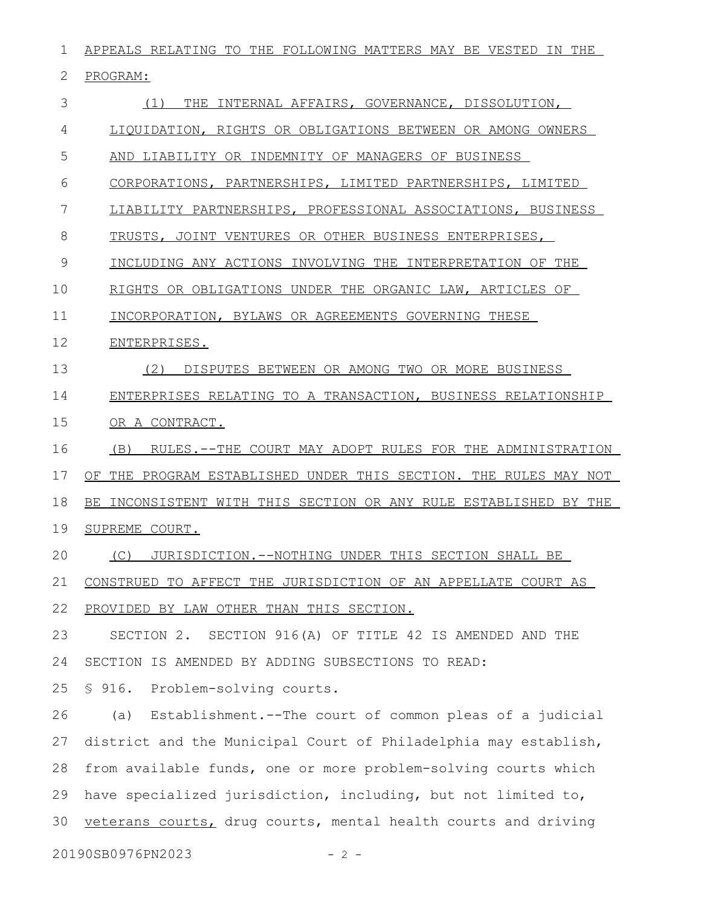APPEALS RELATING TO THE FOLLOWING MATTERS MAY BE VESTED IN THE PROGRAM:

(1) THE INTERNAL AFFAIRS, GOVERNANCE, DISSOLUTION, LIQUIDATION, RIGHTS OR OBLIGATIONS BETWEEN OR AMONG OWNERS AND LIABILITY OR INDEMNITY OF MANAGERS OF BUSINESS CORPORATIONS, PARTNERSHIPS, LIMITED PARTNERSHIPS, LIMITED LIABILITY PARTNERSHIPS, PROFESSIONAL ASSOCIATIONS, BUSINESS TRUSTS, JOINT VENTURES OR OTHER BUSINESS ENTERPRISES, INCLUDING ANY ACTIONS INVOLVING THE INTERPRETATION OF THE RIGHTS OR OBLIGATIONS UNDER THE ORGANIC LAW, ARTICLES OF INCORPORATION, BYLAWS OR AGREEMENTS GOVERNING THESE ENTERPRISES.

(2) DISPUTES BETWEEN OR AMONG TWO OR MORE BUSINESS ENTERPRISES RELATING TO A TRANSACTION, BUSINESS RELATIONSHIP OR A CONTRACT.

(B) RULES.--THE COURT MAY ADOPT RULES FOR THE ADMINISTRATION OF THE PROGRAM ESTABLISHED UNDER THIS SECTION. THE RULES MAY NOT BE INCONSISTENT WITH THIS SECTION OR ANY RULE ESTABLISHED BY THE SUPREME COURT.

(C) JURISDICTION.--NOTHING UNDER THIS SECTION SHALL BE CONSTRUED TO AFFECT THE JURISDICTION OF AN APPELLATE COURT AS PROVIDED BY LAW OTHER THAN THIS SECTION.

SECTION 2. SECTION 916(A) OF TITLE 42 IS AMENDED AND THE SECTION IS AMENDED BY ADDING SUBSECTIONS TO READ:

§ 916. Problem-solving courts.

(a) Establishment.--The court of common pleas of a judicial district and the Municipal Court of Philadelphia may establish, from available funds, one or more problem-solving courts which have specialized jurisdiction, including, but not limited to, veterans courts, drug courts, mental health courts and driving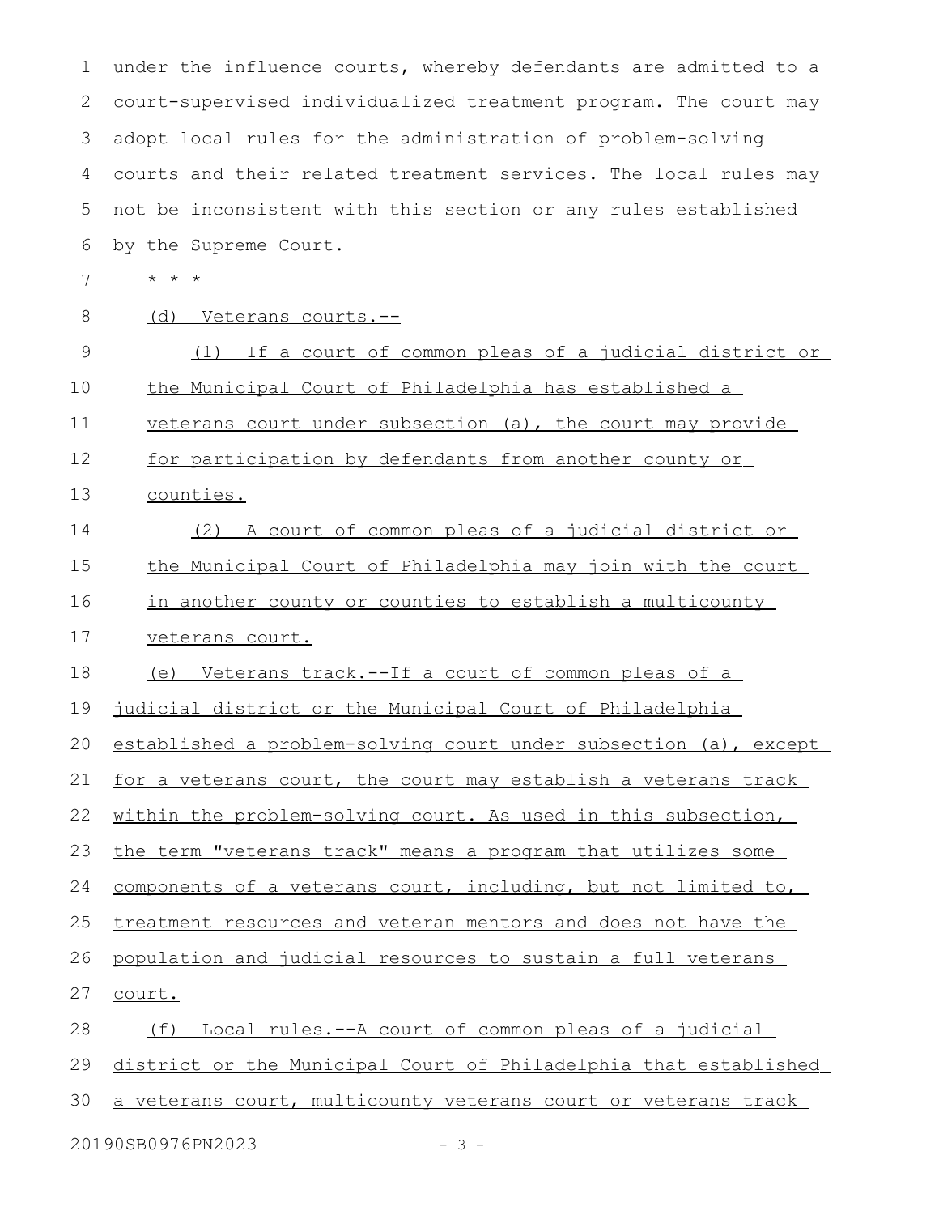under the influence courts, whereby defendants are admitted to a court-supervised individualized treatment program. The court may adopt local rules for the administration of problem-solving courts and their related treatment services. The local rules may not be inconsistent with this section or any rules established by the Supreme Court.

\* \* \*

<u>(d) Veterans courts.--</u>

<u>(1) If a court of common pleas of a judicial district or the Municipal Court of Philadelphia has established a veterans court under subsection (a), the court may provide for participation by defendants from another county or counties.</u>

<u>(2) A court of common pleas of a judicial district or the Municipal Court of Philadelphia may join with the court in another county or counties to establish a multicounty veterans court.</u>

<u>(e) Veterans track.--If a court of common pleas of a judicial district or the Municipal Court of Philadelphia established a problem-solving court under subsection (a), except for a veterans court, the court may establish a veterans track within the problem-solving court. As used in this subsection, the term "veterans track" means a program that utilizes some components of a veterans court, including, but not limited to, treatment resources and veteran mentors and does not have the population and judicial resources to sustain a full veterans court.</u>

<u>(f) Local rules.--A court of common pleas of a judicial district or the Municipal Court of Philadelphia that established a veterans court, multicounty veterans court or veterans track</u>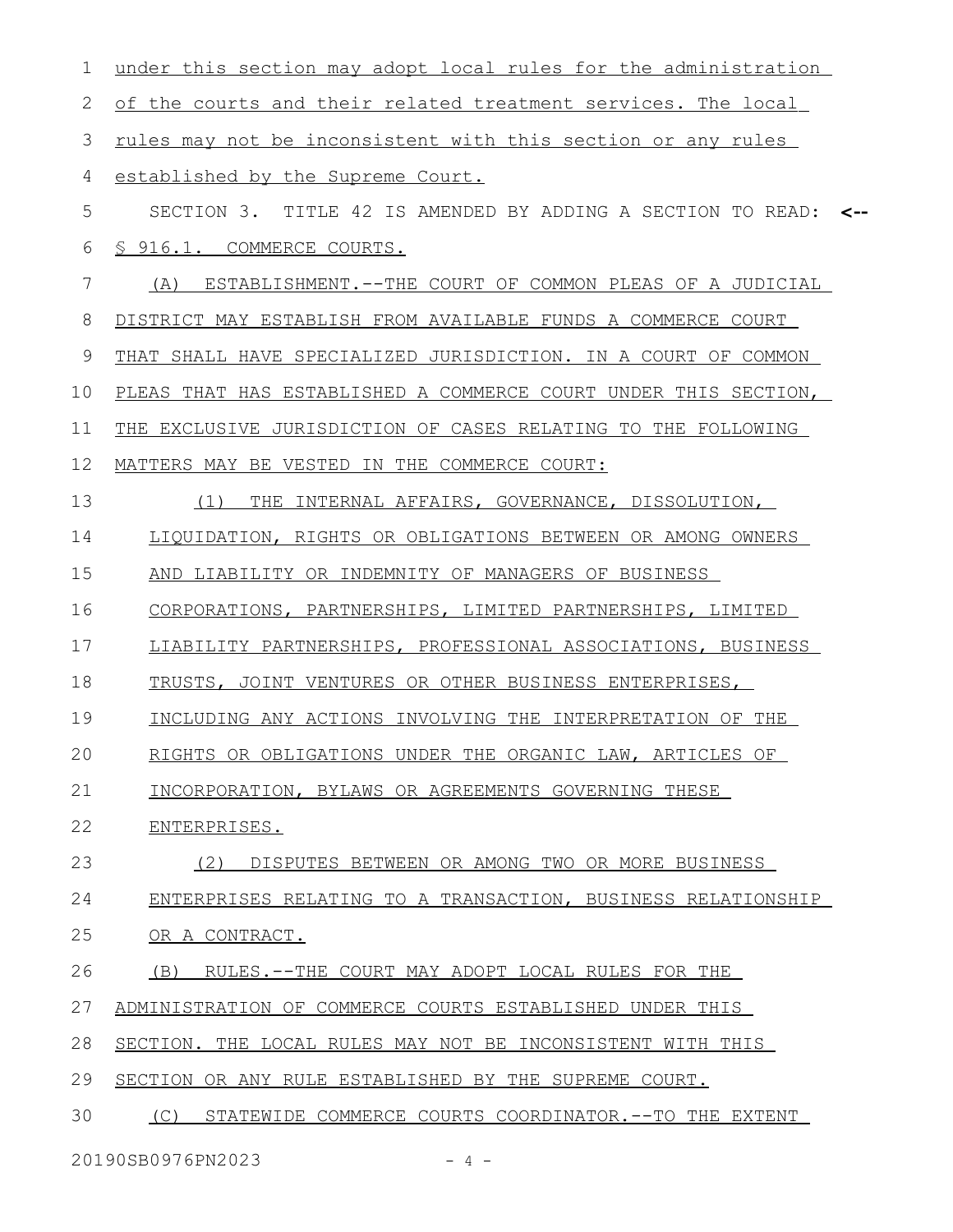under this section may adopt local rules for the administration of the courts and their related treatment services. The local rules may not be inconsistent with this section or any rules established by the Supreme Court.

SECTION 3. TITLE 42 IS AMENDED BY ADDING A SECTION TO READ: <--

§ 916.1. COMMERCE COURTS.

(A) ESTABLISHMENT.--THE COURT OF COMMON PLEAS OF A JUDICIAL DISTRICT MAY ESTABLISH FROM AVAILABLE FUNDS A COMMERCE COURT THAT SHALL HAVE SPECIALIZED JURISDICTION. IN A COURT OF COMMON PLEAS THAT HAS ESTABLISHED A COMMERCE COURT UNDER THIS SECTION, THE EXCLUSIVE JURISDICTION OF CASES RELATING TO THE FOLLOWING MATTERS MAY BE VESTED IN THE COMMERCE COURT:

(1) THE INTERNAL AFFAIRS, GOVERNANCE, DISSOLUTION, LIQUIDATION, RIGHTS OR OBLIGATIONS BETWEEN OR AMONG OWNERS AND LIABILITY OR INDEMNITY OF MANAGERS OF BUSINESS CORPORATIONS, PARTNERSHIPS, LIMITED PARTNERSHIPS, LIMITED LIABILITY PARTNERSHIPS, PROFESSIONAL ASSOCIATIONS, BUSINESS TRUSTS, JOINT VENTURES OR OTHER BUSINESS ENTERPRISES, INCLUDING ANY ACTIONS INVOLVING THE INTERPRETATION OF THE RIGHTS OR OBLIGATIONS UNDER THE ORGANIC LAW, ARTICLES OF INCORPORATION, BYLAWS OR AGREEMENTS GOVERNING THESE ENTERPRISES.

(2) DISPUTES BETWEEN OR AMONG TWO OR MORE BUSINESS ENTERPRISES RELATING TO A TRANSACTION, BUSINESS RELATIONSHIP OR A CONTRACT.

(B) RULES.--THE COURT MAY ADOPT LOCAL RULES FOR THE ADMINISTRATION OF COMMERCE COURTS ESTABLISHED UNDER THIS SECTION. THE LOCAL RULES MAY NOT BE INCONSISTENT WITH THIS SECTION OR ANY RULE ESTABLISHED BY THE SUPREME COURT.

(C) STATEWIDE COMMERCE COURTS COORDINATOR.--TO THE EXTENT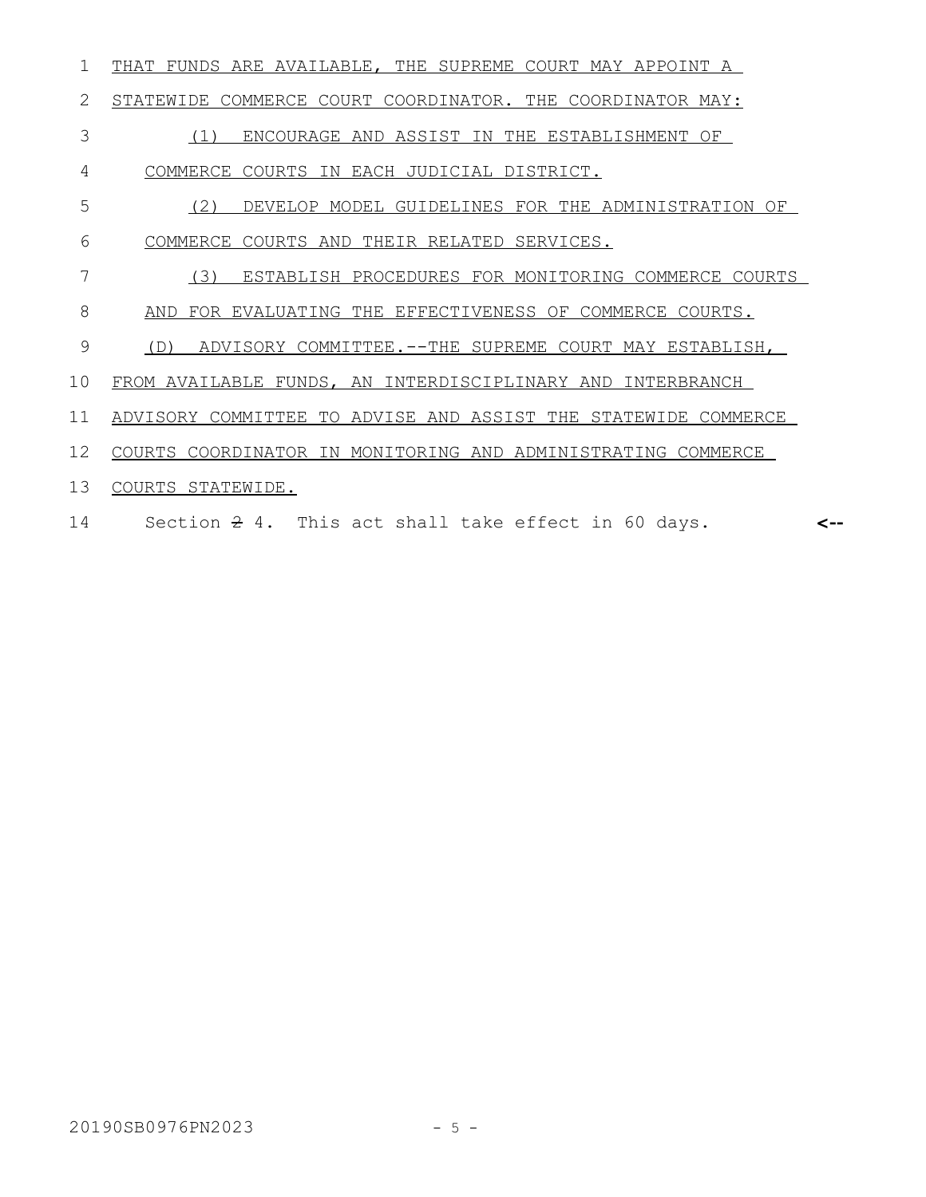THAT FUNDS ARE AVAILABLE, THE SUPREME COURT MAY APPOINT A STATEWIDE COMMERCE COURT COORDINATOR. THE COORDINATOR MAY:

(1) ENCOURAGE AND ASSIST IN THE ESTABLISHMENT OF COMMERCE COURTS IN EACH JUDICIAL DISTRICT.

(2) DEVELOP MODEL GUIDELINES FOR THE ADMINISTRATION OF COMMERCE COURTS AND THEIR RELATED SERVICES.

(3) ESTABLISH PROCEDURES FOR MONITORING COMMERCE COURTS AND FOR EVALUATING THE EFFECTIVENESS OF COMMERCE COURTS.

(D) ADVISORY COMMITTEE.--THE SUPREME COURT MAY ESTABLISH, FROM AVAILABLE FUNDS, AN INTERDISCIPLINARY AND INTERBRANCH ADVISORY COMMITTEE TO ADVISE AND ASSIST THE STATEWIDE COMMERCE COURTS COORDINATOR IN MONITORING AND ADMINISTRATING COMMERCE COURTS STATEWIDE.

Section ~~2~~ 4. This act shall take effect in 60 days. <--